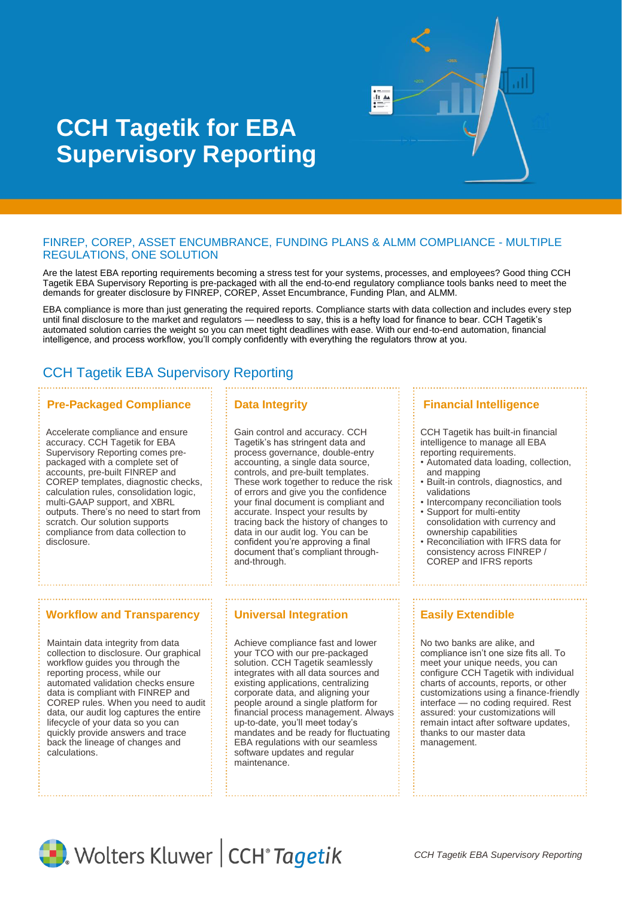# CCH Tagetik for EBA Supervisory Reporting

## FINREP, COREP, ASSET ENCUMBRANCE, FUNDING PLANS & ALMM COMPLIANCE - MULTIPLE REGULATIONS, ONE SOLUTION

Are the latest EBA reporting requirements becoming a stress test for your systems, processes, and employees? Good thing CCH Tagetik EBA Supervisory Reporting is pre-packaged with all the end-to-end regulatory compliance tools banks need to meet the demands for greater disclosure by FINREP, COREP, Asset Encumbrance, Funding Plan, and ALMM.

EBA compliance is more than just generating the required reports. Compliance starts with data collection and includes every step until final disclosure to the market and regulators — needless to say, this is a hefty load for finance to bear. CCH Tagetik's automated solution carries the weight so you can meet tight deadlines with ease. With our end-to-end automation, financial intelligence, and process workflow, you'll comply confidently with everything the regulators throw at you.

## CCH Tagetik EBA Supervisory Reporting

### Pre-Packaged Compliance

Accelerate compliance and ensure accuracy. CCH Tagetik for EBA Supervisory Reporting comes pre-packaged with a complete set of accounts, pre-built FINREP and COREP templates, diagnostic checks, calculation rules, consolidation logic, multi-GAAP support, and XBRL outputs. There's no need to start from scratch. Our solution supports compliance from data collection to disclosure.

### Data Integrity

Gain control and accuracy. CCH Tagetik's has stringent data and process governance, double-entry accounting, a single data source, controls, and pre-built templates. These work together to reduce the risk of errors and give you the confidence your final document is compliant and accurate. Inspect your results by tracing back the history of changes to data in our audit log. You can be confident you're approving a final document that's compliant through-and-through.

### Financial Intelligence

CCH Tagetik has built-in financial intelligence to manage all EBA reporting requirements.

- Automated data loading, collection, and mapping
- Built-in controls, diagnostics, and validations
- Intercompany reconciliation tools
- Support for multi-entity consolidation with currency and ownership capabilities
- Reconciliation with IFRS data for consistency across FINREP / COREP and IFRS reports

### Workflow and Transparency

Maintain data integrity from data collection to disclosure. Our graphical workflow guides you through the reporting process, while our automated validation checks ensure data is compliant with FINREP and COREP rules. When you need to audit data, our audit log captures the entire lifecycle of your data so you can quickly provide answers and trace back the lineage of changes and calculations.

### Universal Integration

Achieve compliance fast and lower your TCO with our pre-packaged solution. CCH Tagetik seamlessly integrates with all data sources and existing applications, centralizing corporate data, and aligning your people around a single platform for financial process management. Always up-to-date, you'll meet today's mandates and be ready for fluctuating EBA regulations with our seamless software updates and regular maintenance.

### Easily Extendible

No two banks are alike, and compliance isn't one size fits all. To meet your unique needs, you can configure CCH Tagetik with individual charts of accounts, reports, or other customizations using a finance-friendly interface — no coding required. Rest assured: your customizations will remain intact after software updates, thanks to our master data management.

Wolters Kluwer | CCH® Tagetik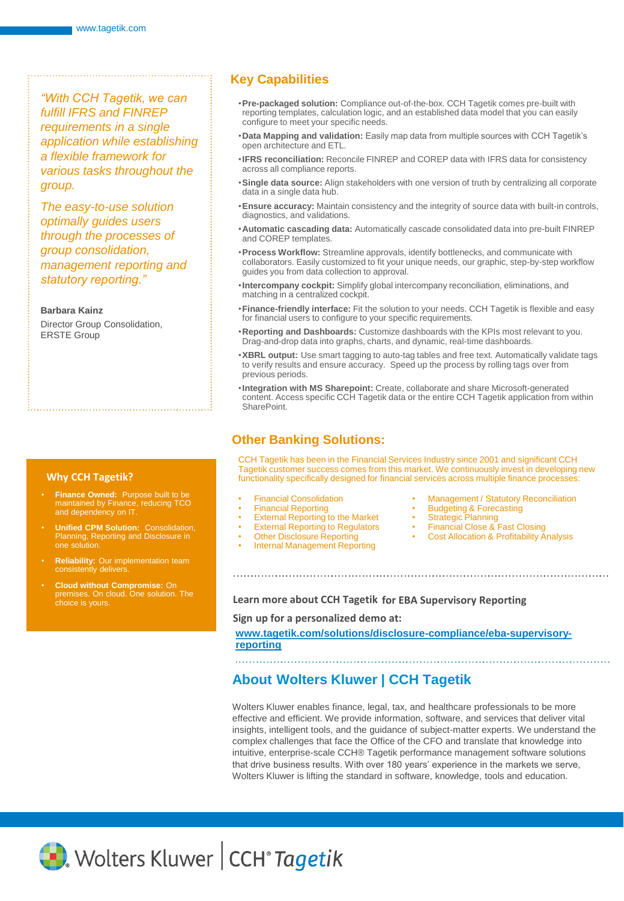*"With CCH Tagetik, we can fulfill IFRS and FINREP requirements in a single application while establishing a flexible framework for various tasks throughout the group.*

*The easy-to-use solution optimally guides users through the processes of group consolidation, management reporting and statutory reporting."*

**Barbara Kainz**

Director Group Consolidation, ERSTE Group

## Key Capabilities

- **Pre-packaged solution:** Compliance out-of-the-box. CCH Tagetik comes pre-built with reporting templates, calculation logic, and an established data model that you can easily configure to meet your specific needs.
- **Data Mapping and validation:** Easily map data from multiple sources with CCH Tagetik's open architecture and ETL.
- **IFRS reconciliation:** Reconcile FINREP and COREP data with IFRS data for consistency across all compliance reports.
- **Single data source:** Align stakeholders with one version of truth by centralizing all corporate data in a single data hub.
- **Ensure accuracy:** Maintain consistency and the integrity of source data with built-in controls, diagnostics, and validations.
- **Automatic cascading data:** Automatically cascade consolidated data into pre-built FINREP and COREP templates.
- **Process Workflow:** Streamline approvals, identify bottlenecks, and communicate with collaborators. Easily customized to fit your unique needs, our graphic, step-by-step workflow guides you from data collection to approval.
- **Intercompany cockpit:** Simplify global intercompany reconciliation, eliminations, and matching in a centralized cockpit.
- **Finance-friendly interface:** Fit the solution to your needs. CCH Tagetik is flexible and easy for financial users to configure to your specific requirements.
- **Reporting and Dashboards:** Customize dashboards with the KPIs most relevant to you. Drag-and-drop data into graphs, charts, and dynamic, real-time dashboards.
- **XBRL output:** Use smart tagging to auto-tag tables and free text. Automatically validate tags to verify results and ensure accuracy. Speed up the process by rolling tags over from previous periods.
- **Integration with MS Sharepoint:** Create, collaborate and share Microsoft-generated content. Access specific CCH Tagetik data or the entire CCH Tagetik application from within SharePoint.

### Why CCH Tagetik?

- **Finance Owned:** Purpose built to be maintained by Finance, reducing TCO and dependency on IT.
- **Unified CPM Solution:** Consolidation, Planning, Reporting and Disclosure in one solution.
- **Reliability:** Our implementation team consistently delivers.
- **Cloud without Compromise:** On premises. On cloud. One solution. The choice is yours.

## Other Banking Solutions:

CCH Tagetik has been in the Financial Services Industry since 2001 and significant CCH Tagetik customer success comes from this market. We continuously invest in developing new functionality specifically designed for financial services across multiple finance processes:

- Financial Consolidation
- Financial Reporting
- External Reporting to the Market
- External Reporting to Regulators
- Other Disclosure Reporting
- Internal Management Reporting
- Management / Statutory Reconciliation
- Budgeting & Forecasting
- Strategic Planning
- Financial Close & Fast Closing
- Cost Allocation & Profitability Analysis

**Learn more about CCH Tagetik for EBA Supervisory Reporting**

**Sign up for a personalized demo at:**

[www.tagetik.com/solutions/disclosure-compliance/eba-supervisory-reporting](www.tagetik.com/solutions/disclosure-compliance/eba-supervisory-reporting)

## About Wolters Kluwer | CCH Tagetik

Wolters Kluwer enables finance, legal, tax, and healthcare professionals to be more effective and efficient. We provide information, software, and services that deliver vital insights, intelligent tools, and the guidance of subject-matter experts. We understand the complex challenges that face the Office of the CFO and translate that knowledge into intuitive, enterprise-scale CCH® Tagetik performance management software solutions that drive business results. With over 180 years' experience in the markets we serve, Wolters Kluwer is lifting the standard in software, knowledge, tools and education.

Wolters Kluwer | CCH® Tagetik